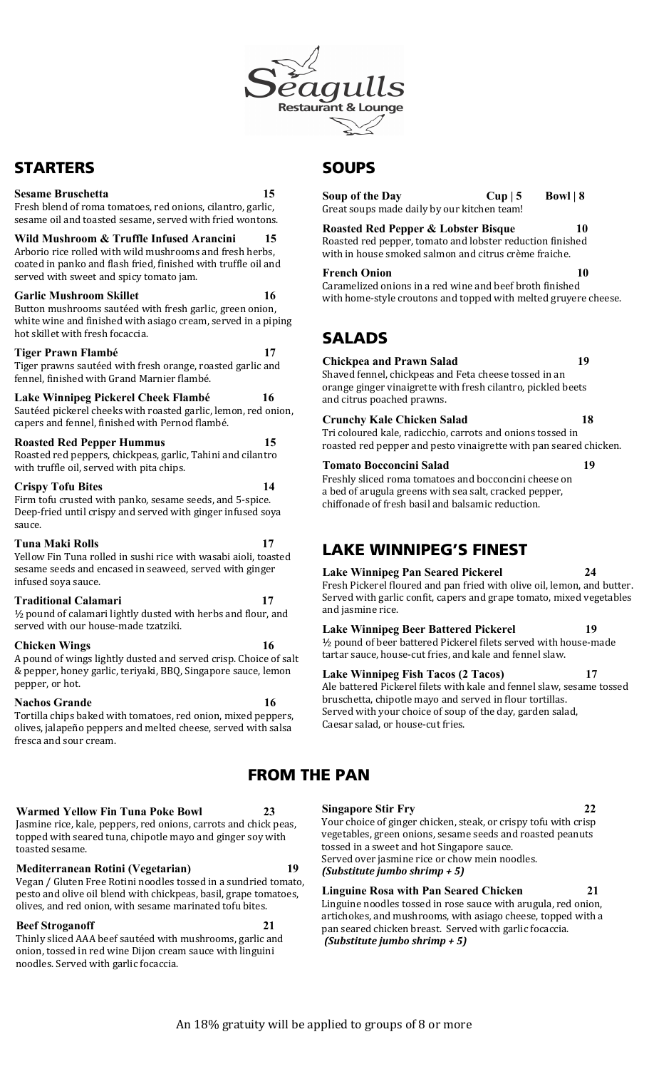# Seagulls Restaurant & Lounge

## STARTERS

**Sesame Bruschetta** **15**
Fresh blend of roma tomatoes, red onions, cilantro, garlic, sesame oil and toasted sesame, served with fried wontons.

**Wild Mushroom & Truffle Infused Arancini** **15**
Arborio rice rolled with wild mushrooms and fresh herbs, coated in panko and flash fried, finished with truffle oil and served with sweet and spicy tomato jam.

**Garlic Mushroom Skillet** **16**
Button mushrooms sautéed with fresh garlic, green onion, white wine and finished with asiago cream, served in a piping hot skillet with fresh focaccia.

**Tiger Prawn Flambé** **17**
Tiger prawns sautéed with fresh orange, roasted garlic and fennel, finished with Grand Marnier flambé.

**Lake Winnipeg Pickerel Cheek Flambé** **16**
Sautéed pickerel cheeks with roasted garlic, lemon, red onion, capers and fennel, finished with Pernod flambé.

**Roasted Red Pepper Hummus** **15**
Roasted red peppers, chickpeas, garlic, Tahini and cilantro with truffle oil, served with pita chips.

**Crispy Tofu Bites** **14**
Firm tofu crusted with panko, sesame seeds, and 5-spice. Deep-fried until crispy and served with ginger infused soya sauce.

**Tuna Maki Rolls** **17**
Yellow Fin Tuna rolled in sushi rice with wasabi aioli, toasted sesame seeds and encased in seaweed, served with ginger infused soya sauce.

**Traditional Calamari** **17**
½ pound of calamari lightly dusted with herbs and flour, and served with our house-made tzatziki.

**Chicken Wings** **16**
A pound of wings lightly dusted and served crisp. Choice of salt & pepper, honey garlic, teriyaki, BBQ, Singapore sauce, lemon pepper, or hot.

**Nachos Grande** **16**
Tortilla chips baked with tomatoes, red onion, mixed peppers, olives, jalapeño peppers and melted cheese, served with salsa fresca and sour cream.

## SOUPS

**Soup of the Day** **Cup | 5** **Bowl | 8**
Great soups made daily by our kitchen team!

**Roasted Red Pepper & Lobster Bisque** **10**
Roasted red pepper, tomato and lobster reduction finished with in house smoked salmon and citrus crème fraiche.

**French Onion** **10**
Caramelized onions in a red wine and beef broth finished with home-style croutons and topped with melted gruyere cheese.

## SALADS

**Chickpea and Prawn Salad** **19**
Shaved fennel, chickpeas and Feta cheese tossed in an orange ginger vinaigrette with fresh cilantro, pickled beets and citrus poached prawns.

**Crunchy Kale Chicken Salad** **18**
Tri coloured kale, radicchio, carrots and onions tossed in roasted red pepper and pesto vinaigrette with pan seared chicken.

**Tomato Bocconcini Salad** **19**
Freshly sliced roma tomatoes and bocconcini cheese on a bed of arugula greens with sea salt, cracked pepper, chiffonade of fresh basil and balsamic reduction.

## LAKE WINNIPEG'S FINEST

**Lake Winnipeg Pan Seared Pickerel** **24**
Fresh Pickerel floured and pan fried with olive oil, lemon, and butter. Served with garlic confit, capers and grape tomato, mixed vegetables and jasmine rice.

**Lake Winnipeg Beer Battered Pickerel** **19**
½ pound of beer battered Pickerel filets served with house-made tartar sauce, house-cut fries, and kale and fennel slaw.

**Lake Winnipeg Fish Tacos (2 Tacos)** **17**
Ale battered Pickerel filets with kale and fennel slaw, sesame tossed bruschetta, chipotle mayo and served in flour tortillas. Served with your choice of soup of the day, garden salad, Caesar salad, or house-cut fries.

## FROM THE PAN

**Warmed Yellow Fin Tuna Poke Bowl** **23**
Jasmine rice, kale, peppers, red onions, carrots and chick peas, topped with seared tuna, chipotle mayo and ginger soy with toasted sesame.

**Mediterranean Rotini (Vegetarian)** **19**
Vegan / Gluten Free Rotini noodles tossed in a sundried tomato, pesto and olive oil blend with chickpeas, basil, grape tomatoes, olives, and red onion, with sesame marinated tofu bites.

**Beef Stroganoff** **21**
Thinly sliced AAA beef sautéed with mushrooms, garlic and onion, tossed in red wine Dijon cream sauce with linguini noodles. Served with garlic focaccia.

**Singapore Stir Fry** **22**
Your choice of ginger chicken, steak, or crispy tofu with crisp vegetables, green onions, sesame seeds and roasted peanuts tossed in a sweet and hot Singapore sauce.
Served over jasmine rice or chow mein noodles.
***(Substitute jumbo shrimp + 5)***

**Linguine Rosa with Pan Seared Chicken** **21**
Linguine noodles tossed in rose sauce with arugula, red onion, artichokes, and mushrooms, with asiago cheese, topped with a pan seared chicken breast. Served with garlic focaccia.
***(Substitute jumbo shrimp + 5)***

An 18% gratuity will be applied to groups of 8 or more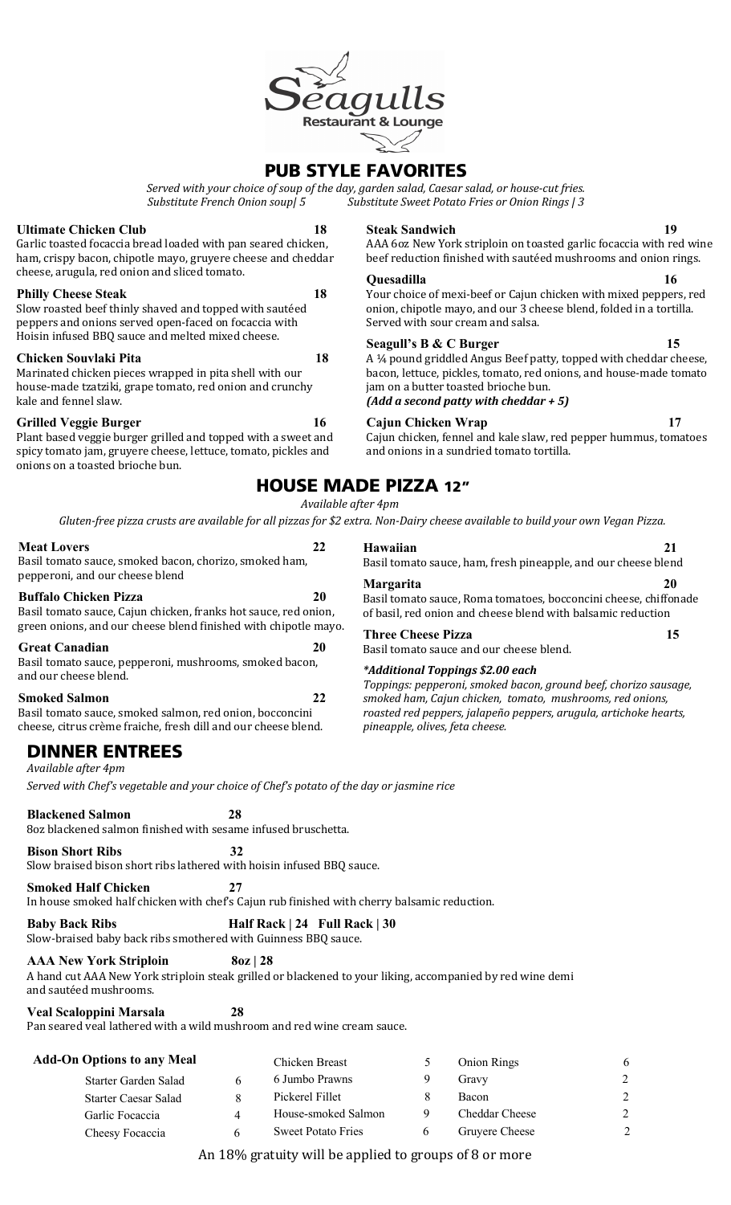Seagulls Restaurant & Lounge

## PUB STYLE FAVORITES

*Served with your choice of soup of the day, garden salad, Caesar salad, or house-cut fries.*
*Substitute French Onion soup| 5 Substitute Sweet Potato Fries or Onion Rings | 3*

**Ultimate Chicken Club** **18**
Garlic toasted focaccia bread loaded with pan seared chicken, ham, crispy bacon, chipotle mayo, gruyere cheese and cheddar cheese, arugula, red onion and sliced tomato.

**Philly Cheese Steak** **18**
Slow roasted beef thinly shaved and topped with sautéed peppers and onions served open-faced on focaccia with Hoisin infused BBQ sauce and melted mixed cheese.

**Chicken Souvlaki Pita** **18**
Marinated chicken pieces wrapped in pita shell with our house-made tzatziki, grape tomato, red onion and crunchy kale and fennel slaw.

**Grilled Veggie Burger** **16**
Plant based veggie burger grilled and topped with a sweet and spicy tomato jam, gruyere cheese, lettuce, tomato, pickles and onions on a toasted brioche bun.

**Steak Sandwich** **19**
AAA 6oz New York striploin on toasted garlic focaccia with red wine beef reduction finished with sautéed mushrooms and onion rings.

**Quesadilla** **16**
Your choice of mexi-beef or Cajun chicken with mixed peppers, red onion, chipotle mayo, and our 3 cheese blend, folded in a tortilla. Served with sour cream and salsa.

**Seagull's B & C Burger** **15**
A ¼ pound griddled Angus Beef patty, topped with cheddar cheese, bacon, lettuce, pickles, tomato, red onions, and house-made tomato jam on a butter toasted brioche bun.
***(Add a second patty with cheddar + 5)***

**Cajun Chicken Wrap** **17**
Cajun chicken, fennel and kale slaw, red pepper hummus, tomatoes and onions in a sundried tomato tortilla.

## HOUSE MADE PIZZA 12"

*Available after 4pm*

*Gluten-free pizza crusts are available for all pizzas for $2 extra. Non-Dairy cheese available to build your own Vegan Pizza.*

**Meat Lovers** **22**
Basil tomato sauce, smoked bacon, chorizo, smoked ham, pepperoni, and our cheese blend

**Buffalo Chicken Pizza** **20**
Basil tomato sauce, Cajun chicken, franks hot sauce, red onion, green onions, and our cheese blend finished with chipotle mayo.

**Great Canadian** **20**
Basil tomato sauce, pepperoni, mushrooms, smoked bacon, and our cheese blend.

**Smoked Salmon** **22**
Basil tomato sauce, smoked salmon, red onion, bocconcini cheese, citrus crème fraiche, fresh dill and our cheese blend.

**Hawaiian** **21**
Basil tomato sauce, ham, fresh pineapple, and our cheese blend

**Margarita** **20**
Basil tomato sauce, Roma tomatoes, bocconcini cheese, chiffonade of basil, red onion and cheese blend with balsamic reduction

**Three Cheese Pizza** **15**
Basil tomato sauce and our cheese blend.

***Additional Toppings $2.00 each**
*Toppings: pepperoni, smoked bacon, ground beef, chorizo sausage, smoked ham, Cajun chicken, tomato, mushrooms, red onions, roasted red peppers, jalapeño peppers, arugula, artichoke hearts, pineapple, olives, feta cheese.*

## DINNER ENTREES

*Available after 4pm*

*Served with Chef's vegetable and your choice of Chef's potato of the day or jasmine rice*

**Blackened Salmon** **28**
8oz blackened salmon finished with sesame infused bruschetta.

**Bison Short Ribs** **32**
Slow braised bison short ribs lathered with hoisin infused BBQ sauce.

**Smoked Half Chicken** **27**
In house smoked half chicken with chef's Cajun rub finished with cherry balsamic reduction.

**Baby Back Ribs** **Half Rack | 24 Full Rack | 30**
Slow-braised baby back ribs smothered with Guinness BBQ sauce.

**AAA New York Striploin** **8oz | 28**
A hand cut AAA New York striploin steak grilled or blackened to your liking, accompanied by red wine demi and sautéed mushrooms.

**Veal Scaloppini Marsala** **28**
Pan seared veal lathered with a wild mushroom and red wine cream sauce.

**Add-On Options to any Meal**

| | | | | | |
|---|---|---|---|---|---|
| Starter Garden Salad | 6 | Chicken Breast | 5 | Onion Rings | 6 |
| Starter Caesar Salad | 8 | 6 Jumbo Prawns | 9 | Gravy | 2 |
| Garlic Focaccia | 4 | Pickerel Fillet | 8 | Bacon | 2 |
| Cheesy Focaccia | 6 | House-smoked Salmon | 9 | Cheddar Cheese | 2 |
| | | Sweet Potato Fries | 6 | Gruyere Cheese | 2 |

An 18% gratuity will be applied to groups of 8 or more